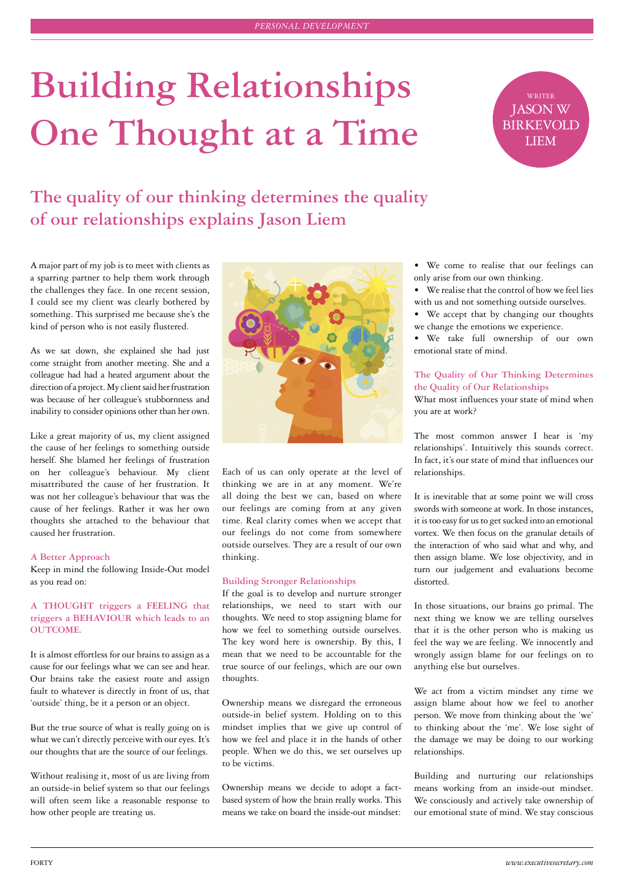# Building Relationships One Thought at a Time

WRITER JASON W BIRKEVOLD LIEM

## The quality of our thinking determines the quality of our relationships explains Jason Liem

A major part of my job is to meet with clients as a sparring partner to help them work through the challenges they face. In one recent session, I could see my client was clearly bothered by something. This surprised me because she's the kind of person who is not easily flustered.

As we sat down, she explained she had just come straight from another meeting. She and a colleague had had a heated argument about the direction of a project. My client said her frustration was because of her colleague's stubbornness and inability to consider opinions other than her own.

Like a great majority of us, my client assigned the cause of her feelings to something outside herself. She blamed her feelings of frustration on her colleague's behaviour. My client misattributed the cause of her frustration. It was not her colleague's behaviour that was the cause of her feelings. Rather it was her own thoughts she attached to the behaviour that caused her frustration.

### A Better Approach

Keep in mind the following Inside-Out model as you read on:

**A THOUGHT triggers a FEELING that triggers a BEHAVIOUR which leads to an OUTCOME.**

It is almost effortless for our brains to assign as a cause for our feelings what we can see and hear. Our brains take the easiest route and assign fault to whatever is directly in front of us, that 'outside' thing, be it a person or an object.

But the true source of what is really going on is what we can't directly perceive with our eyes. It's our thoughts that are the source of our feelings.

Without realising it, most of us are living from an outside-in belief system so that our feelings will often seem like a reasonable response to how other people are treating us.

Each of us can only operate at the level of thinking we are in at any moment. We're all doing the best we can, based on where our feelings are coming from at any given time. Real clarity comes when we accept that our feelings do not come from somewhere outside ourselves. They are a result of our own thinking.

### Building Stronger Relationships

If the goal is to develop and nurture stronger relationships, we need to start with our thoughts. We need to stop assigning blame for how we feel to something outside ourselves. The key word here is ownership. By this, I mean that we need to be accountable for the true source of our feelings, which are our own thoughts.

Ownership means we disregard the erroneous outside-in belief system. Holding on to this mindset implies that we give up control of how we feel and place it in the hands of other people. When we do this, we set ourselves up to be victims.

Ownership means we decide to adopt a fact-based system of how the brain really works. This means we take on board the inside-out mindset:

- We come to realise that our feelings can only arise from our own thinking.
- We realise that the control of how we feel lies with us and not something outside ourselves.
- We accept that by changing our thoughts we change the emotions we experience.
- We take full ownership of our own emotional state of mind.

### The Quality of Our Thinking Determines the Quality of Our Relationships

What most influences your state of mind when you are at work?

The most common answer I hear is 'my relationships'. Intuitively this sounds correct. In fact, it's our state of mind that influences our relationships.

It is inevitable that at some point we will cross swords with someone at work. In those instances, it is too easy for us to get sucked into an emotional vortex. We then focus on the granular details of the interaction of who said what and why, and then assign blame. We lose objectivity, and in turn our judgement and evaluations become distorted.

In those situations, our brains go primal. The next thing we know we are telling ourselves that it is the other person who is making us feel the way we are feeling. We innocently and wrongly assign blame for our feelings on to anything else but ourselves.

We act from a victim mindset any time we assign blame about how we feel to another person. We move from thinking about the 'we' to thinking about the 'me'. We lose sight of the damage we may be doing to our working relationships.

Building and nurturing our relationships means working from an inside-out mindset. We consciously and actively take ownership of our emotional state of mind. We stay conscious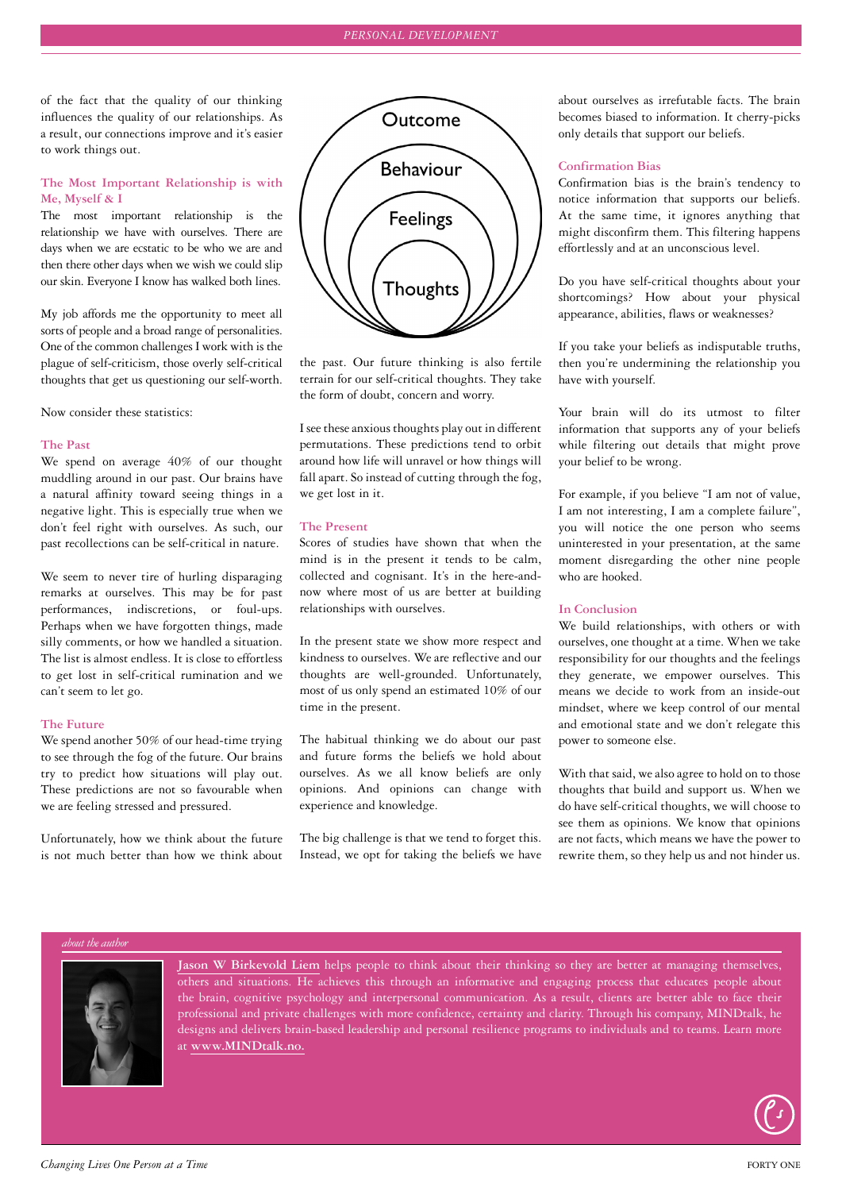of the fact that the quality of our thinking influences the quality of our relationships. As a result, our connections improve and it's easier to work things out.

### The Most Important Relationship is with Me, Myself & I

The most important relationship is the relationship we have with ourselves. There are days when we are ecstatic to be who we are and then there other days when we wish we could slip our skin. Everyone I know has walked both lines.

My job affords me the opportunity to meet all sorts of people and a broad range of personalities. One of the common challenges I work with is the plague of self-criticism, those overly self-critical thoughts that get us questioning our self-worth.

Now consider these statistics:

### The Past

We spend on average 40% of our thought muddling around in our past. Our brains have a natural affinity toward seeing things in a negative light. This is especially true when we don't feel right with ourselves. As such, our past recollections can be self-critical in nature.

We seem to never tire of hurling disparaging remarks at ourselves. This may be for past performances, indiscretions, or foul-ups. Perhaps when we have forgotten things, made silly comments, or how we handled a situation. The list is almost endless. It is close to effortless to get lost in self-critical rumination and we can't seem to let go.

### The Future

We spend another 50% of our head-time trying to see through the fog of the future. Our brains try to predict how situations will play out. These predictions are not so favourable when we are feeling stressed and pressured.

Unfortunately, how we think about the future is not much better than how we think about the past. Our future thinking is also fertile terrain for our self-critical thoughts. They take the form of doubt, concern and worry.

Outcome

Behaviour

Feelings

Thoughts

I see these anxious thoughts play out in different permutations. These predictions tend to orbit around how life will unravel or how things will fall apart. So instead of cutting through the fog, we get lost in it.

### The Present

Scores of studies have shown that when the mind is in the present it tends to be calm, collected and cognisant. It's in the here-and-now where most of us are better at building relationships with ourselves.

In the present state we show more respect and kindness to ourselves. We are reflective and our thoughts are well-grounded. Unfortunately, most of us only spend an estimated 10% of our time in the present.

The habitual thinking we do about our past and future forms the beliefs we hold about ourselves. As we all know beliefs are only opinions. And opinions can change with experience and knowledge.

The big challenge is that we tend to forget this. Instead, we opt for taking the beliefs we have about ourselves as irrefutable facts. The brain becomes biased to information. It cherry-picks only details that support our beliefs.

### Confirmation Bias

Confirmation bias is the brain's tendency to notice information that supports our beliefs. At the same time, it ignores anything that might disconfirm them. This filtering happens effortlessly and at an unconscious level.

Do you have self-critical thoughts about your shortcomings? How about your physical appearance, abilities, flaws or weaknesses?

If you take your beliefs as indisputable truths, then you're undermining the relationship you have with yourself.

Your brain will do its utmost to filter information that supports any of your beliefs while filtering out details that might prove your belief to be wrong.

For example, if you believe "I am not of value, I am not interesting, I am a complete failure", you will notice the one person who seems uninterested in your presentation, at the same moment disregarding the other nine people who are hooked.

### In Conclusion

We build relationships, with others or with ourselves, one thought at a time. When we take responsibility for our thoughts and the feelings they generate, we empower ourselves. This means we decide to work from an inside-out mindset, where we keep control of our mental and emotional state and we don't relegate this power to someone else.

With that said, we also agree to hold on to those thoughts that build and support us. When we do have self-critical thoughts, we will choose to see them as opinions. We know that opinions are not facts, which means we have the power to rewrite them, so they help us and not hinder us.

*about the author*

**Jason W Birkevold Liem** helps people to think about their thinking so they are better at managing themselves, others and situations. He achieves this through an informative and engaging process that educates people about the brain, cognitive psychology and interpersonal communication. As a result, clients are better able to face their professional and private challenges with more confidence, certainty and clarity. Through his company, MINDtalk, he designs and delivers brain-based leadership and personal resilience programs to individuals and to teams. Learn more at **www.MINDtalk.no.**